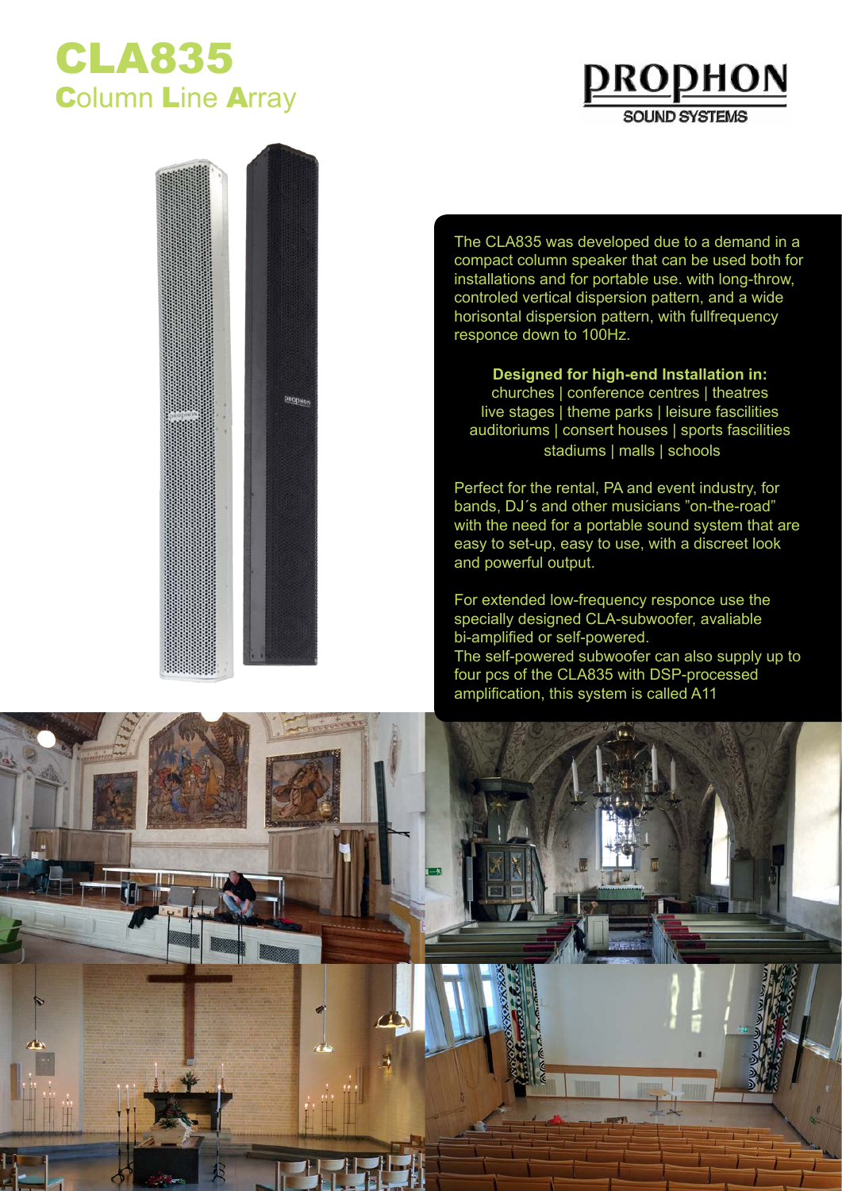# CLA835

## Column Line Array

PROPHON SOUND SYSTEMS

The CLA835 was developed due to a demand in a compact column speaker that can be used both for installations and for portable use. with long-throw, controled vertical dispersion pattern, and a wide horisontal dispersion pattern, with fullfrequency responce down to 100Hz.

**Designed for high-end Installation in:**
churches | conference centres | theatres
live stages | theme parks | leisure fascilities
auditoriums | consert houses | sports fascilities
stadiums | malls | schools

Perfect for the rental, PA and event industry, for bands, DJ´s and other musicians "on-the-road" with the need for a portable sound system that are easy to set-up, easy to use, with a discreet look and powerful output.

For extended low-frequency responce use the specially designed CLA-subwoofer, avaliable bi-amplified or self-powered.
The self-powered subwoofer can also supply up to four pcs of the CLA835 with DSP-processed amplification, this system is called A11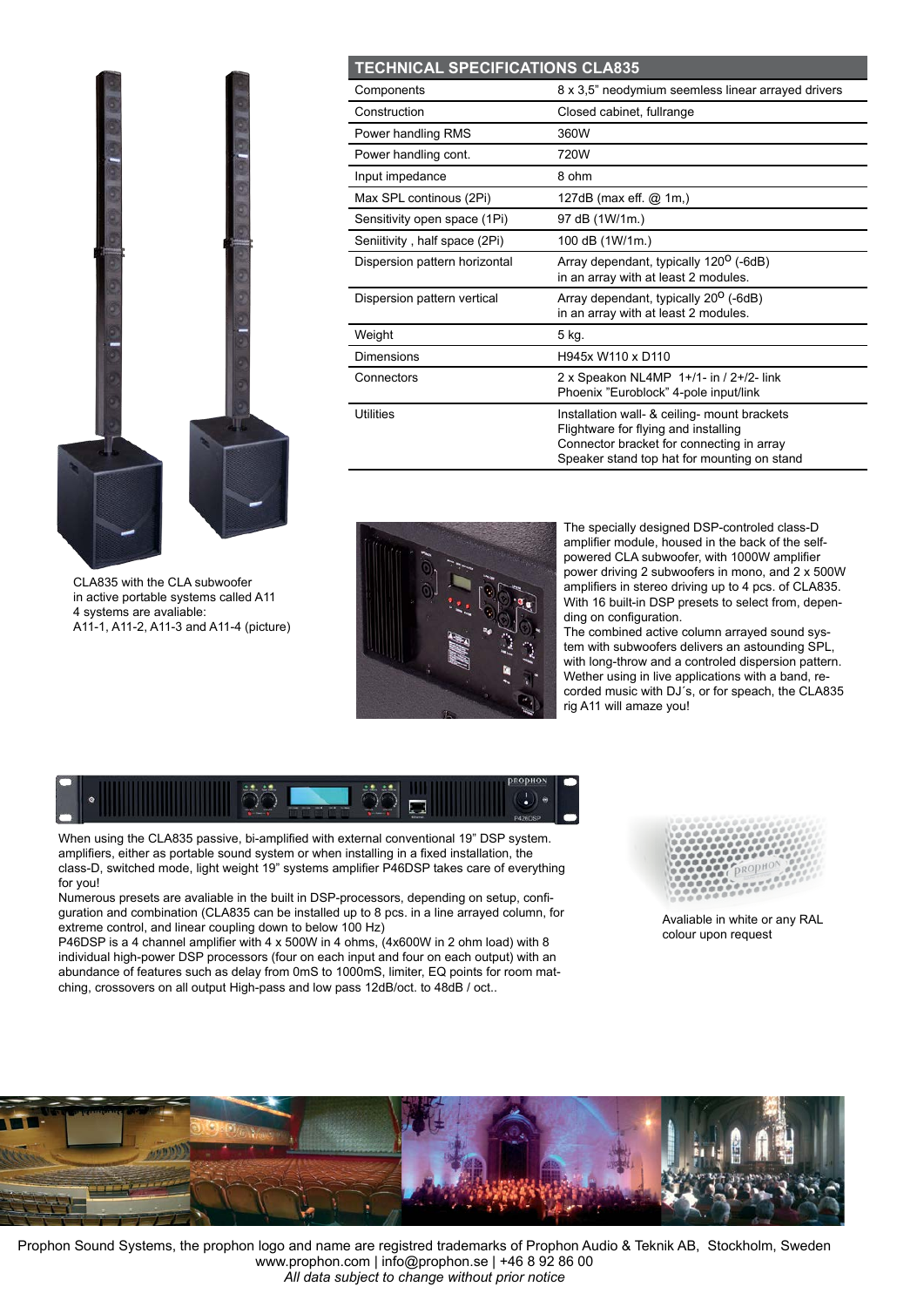## TECHNICAL SPECIFICATIONS CLA835

| | |
|---|---|
| Components | 8 x 3,5" neodymium seemless linear arrayed drivers |
| Construction | Closed cabinet, fullrange |
| Power handling RMS | 360W |
| Power handling cont. | 720W |
| Input impedance | 8 ohm |
| Max SPL continous (2Pi) | 127dB (max eff. @ 1m,) |
| Sensitivity open space (1Pi) | 97 dB (1W/1m.) |
| Seniitivity , half space (2Pi) | 100 dB (1W/1m.) |
| Dispersion pattern horizontal | Array dependant, typically 120$^{O}$ (-6dB) in an array with at least 2 modules. |
| Dispersion pattern vertical | Array dependant, typically 20$^{O}$ (-6dB) in an array with at least 2 modules. |
| Weight | 5 kg. |
| Dimensions | H945x W110 x D110 |
| Connectors | 2 x Speakon NL4MP 1+/1- in / 2+/2- link<br>Phoenix "Euroblock" 4-pole input/link |
| Utilities | Installation wall- & ceiling- mount brackets<br>Flightware for flying and installing<br>Connector bracket for connecting in array<br>Speaker stand top hat for mounting on stand |

CLA835 with the CLA subwoofer in active portable systems called A11
4 systems are avaliable:
A11-1, A11-2, A11-3 and A11-4 (picture)

The specially designed DSP-controled class-D amplifier module, housed in the back of the self-powered CLA subwoofer, with 1000W amplifier power driving 2 subwoofers in mono, and 2 x 500W amplifiers in stereo driving up to 4 pcs. of CLA835. With 16 built-in DSP presets to select from, depending on configuration.
The combined active column arrayed sound system with subwoofers delivers an astounding SPL, with long-throw and a controled dispersion pattern. Wether using in live applications with a band, recorded music with DJ´s, or for speach, the CLA835 rig A11 will amaze you!

When using the CLA835 passive, bi-amplified with external conventional 19" DSP system. amplifiers, either as portable sound system or when installing in a fixed installation, the class-D, switched mode, light weight 19" systems amplifier P46DSP takes care of everything for you!
Numerous presets are avaliable in the built in DSP-processors, depending on setup, configuration and combination (CLA835 can be installed up to 8 pcs. in a line arrayed column, for extreme control, and linear coupling down to below 100 Hz)
P46DSP is a 4 channel amplifier with 4 x 500W in 4 ohms, (4x600W in 2 ohm load) with 8 individual high-power DSP processors (four on each input and four on each output) with an abundance of features such as delay from 0mS to 1000mS, limiter, EQ points for room matching, crossovers on all output High-pass and low pass 12dB/oct. to 48dB / oct..

Avaliable in white or any RAL colour upon request

Prophon Sound Systems, the prophon logo and name are registred trademarks of Prophon Audio & Teknik AB, Stockholm, Sweden
www.prophon.com | info@prophon.se | +46 8 92 86 00
*All data subject to change without prior notice*